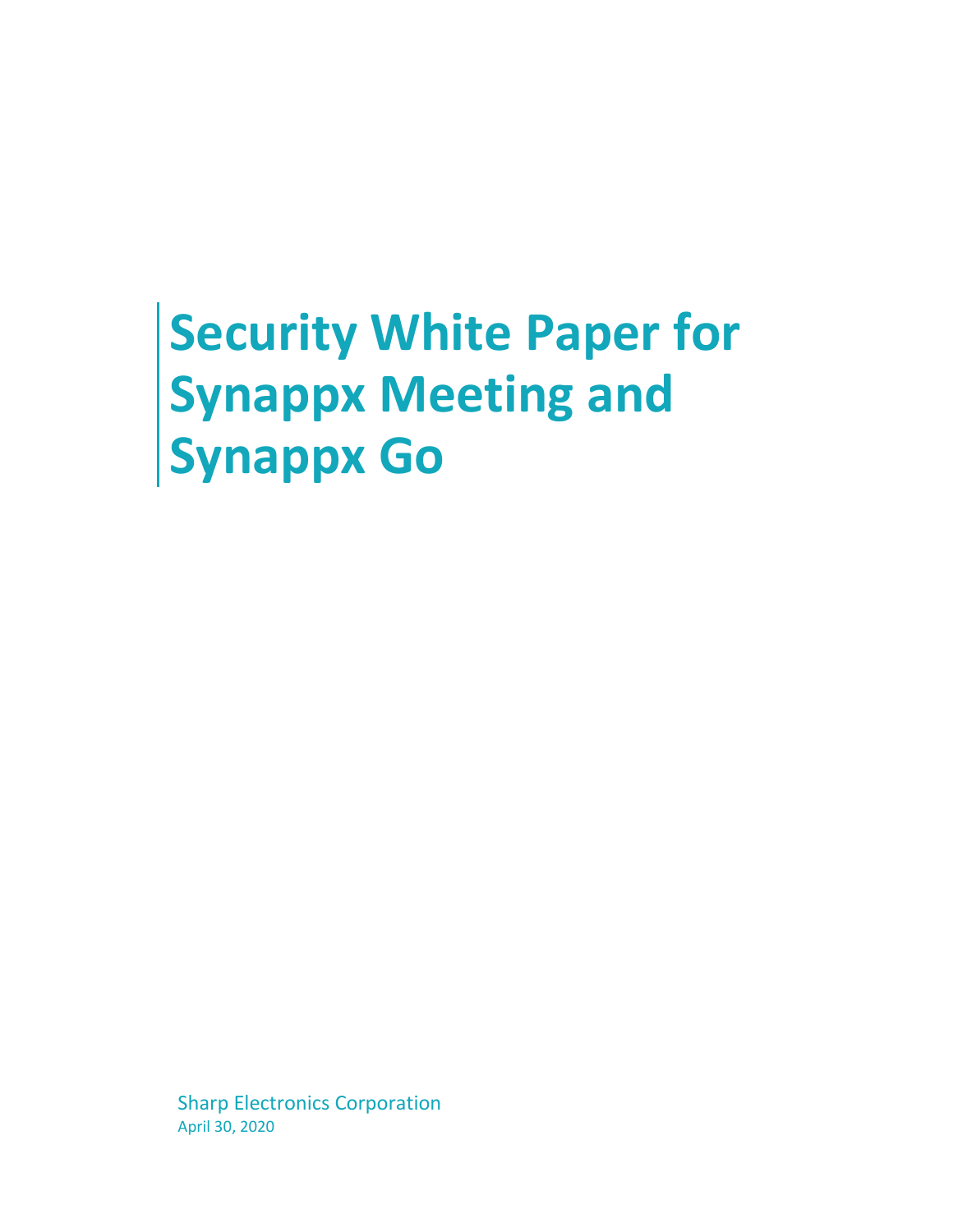# Security White Paper for Synappx Meeting and Synappx Go

Sharp Electronics Corporation

April 30, 2020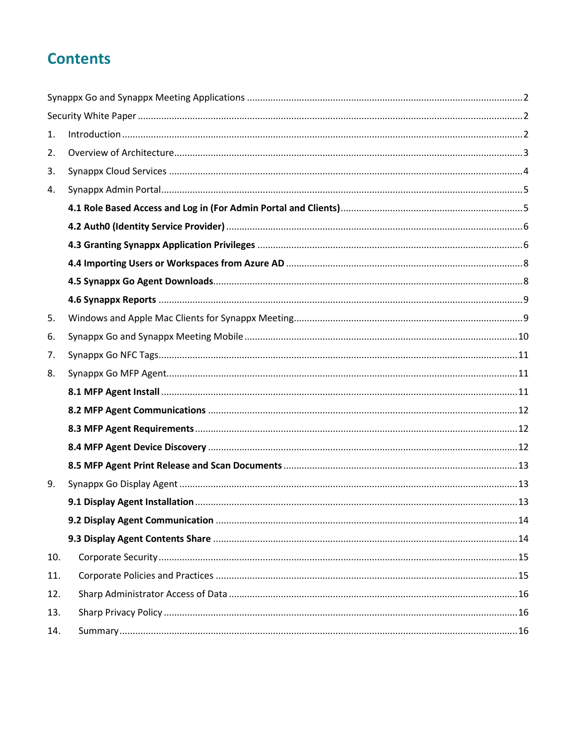# Contents

Synappx Go and Synappx Meeting Applications ........................................................ 2

Security White Paper ........................................................ 2

1. Introduction ........................................................ 2
2. Overview of Architecture ........................................................ 3
3. Synappx Cloud Services ........................................................ 4
4. Synappx Admin Portal ........................................................ 5
   - **4.1 Role Based Access and Log in (For Admin Portal and Clients)** ........................................................ 5
   - **4.2 Auth0 (Identity Service Provider)** ........................................................ 6
   - **4.3 Granting Synappx Application Privileges** ........................................................ 6
   - **4.4 Importing Users or Workspaces from Azure AD** ........................................................ 8
   - **4.5 Synappx Go Agent Downloads** ........................................................ 8
   - **4.6 Synappx Reports** ........................................................ 9
5. Windows and Apple Mac Clients for Synappx Meeting ........................................................ 9
6. Synappx Go and Synappx Meeting Mobile ........................................................ 10
7. Synappx Go NFC Tags ........................................................ 11
8. Synappx Go MFP Agent ........................................................ 11
   - **8.1 MFP Agent Install** ........................................................ 11
   - **8.2 MFP Agent Communications** ........................................................ 12
   - **8.3 MFP Agent Requirements** ........................................................ 12
   - **8.4 MFP Agent Device Discovery** ........................................................ 12
   - **8.5 MFP Agent Print Release and Scan Documents** ........................................................ 13
9. Synappx Go Display Agent ........................................................ 13
   - **9.1 Display Agent Installation** ........................................................ 13
   - **9.2 Display Agent Communication** ........................................................ 14
   - **9.3 Display Agent Contents Share** ........................................................ 14
10. Corporate Security ........................................................ 15
11. Corporate Policies and Practices ........................................................ 15
12. Sharp Administrator Access of Data ........................................................ 16
13. Sharp Privacy Policy ........................................................ 16
14. Summary ........................................................ 16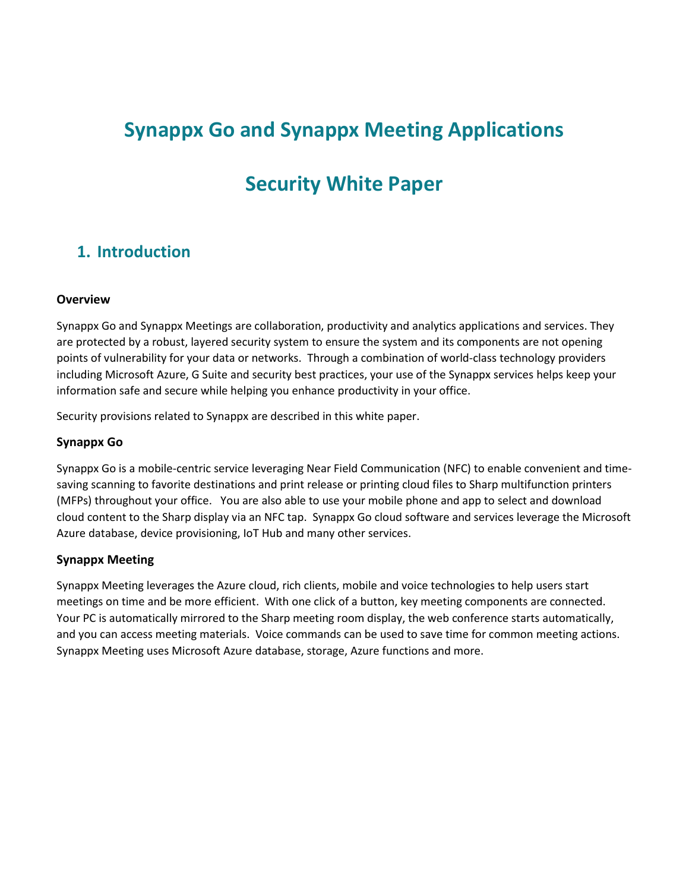# Synappx Go and Synappx Meeting Applications

# Security White Paper

## 1. Introduction

### Overview

Synappx Go and Synappx Meetings are collaboration, productivity and analytics applications and services. They are protected by a robust, layered security system to ensure the system and its components are not opening points of vulnerability for your data or networks. Through a combination of world-class technology providers including Microsoft Azure, G Suite and security best practices, your use of the Synappx services helps keep your information safe and secure while helping you enhance productivity in your office.

Security provisions related to Synappx are described in this white paper.

### Synappx Go

Synappx Go is a mobile-centric service leveraging Near Field Communication (NFC) to enable convenient and time-saving scanning to favorite destinations and print release or printing cloud files to Sharp multifunction printers (MFPs) throughout your office. You are also able to use your mobile phone and app to select and download cloud content to the Sharp display via an NFC tap. Synappx Go cloud software and services leverage the Microsoft Azure database, device provisioning, IoT Hub and many other services.

### Synappx Meeting

Synappx Meeting leverages the Azure cloud, rich clients, mobile and voice technologies to help users start meetings on time and be more efficient. With one click of a button, key meeting components are connected. Your PC is automatically mirrored to the Sharp meeting room display, the web conference starts automatically, and you can access meeting materials. Voice commands can be used to save time for common meeting actions. Synappx Meeting uses Microsoft Azure database, storage, Azure functions and more.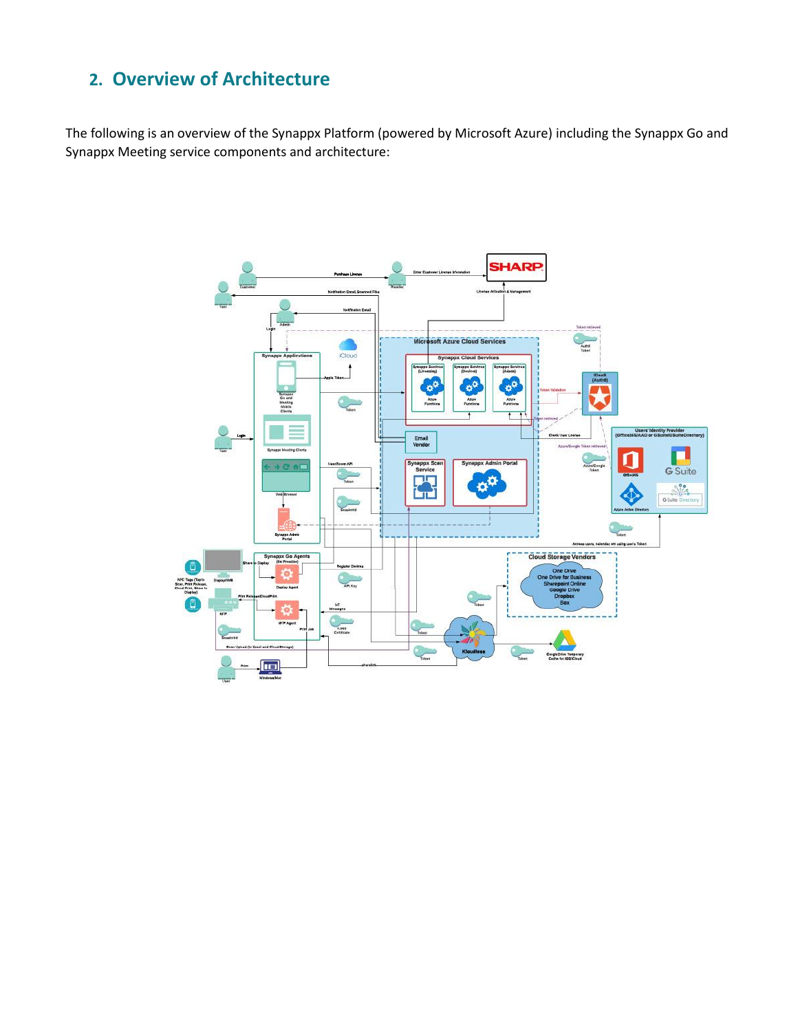## 2. Overview of Architecture

The following is an overview of the Synappx Platform (powered by Microsoft Azure) including the Synappx Go and Synappx Meeting service components and architecture: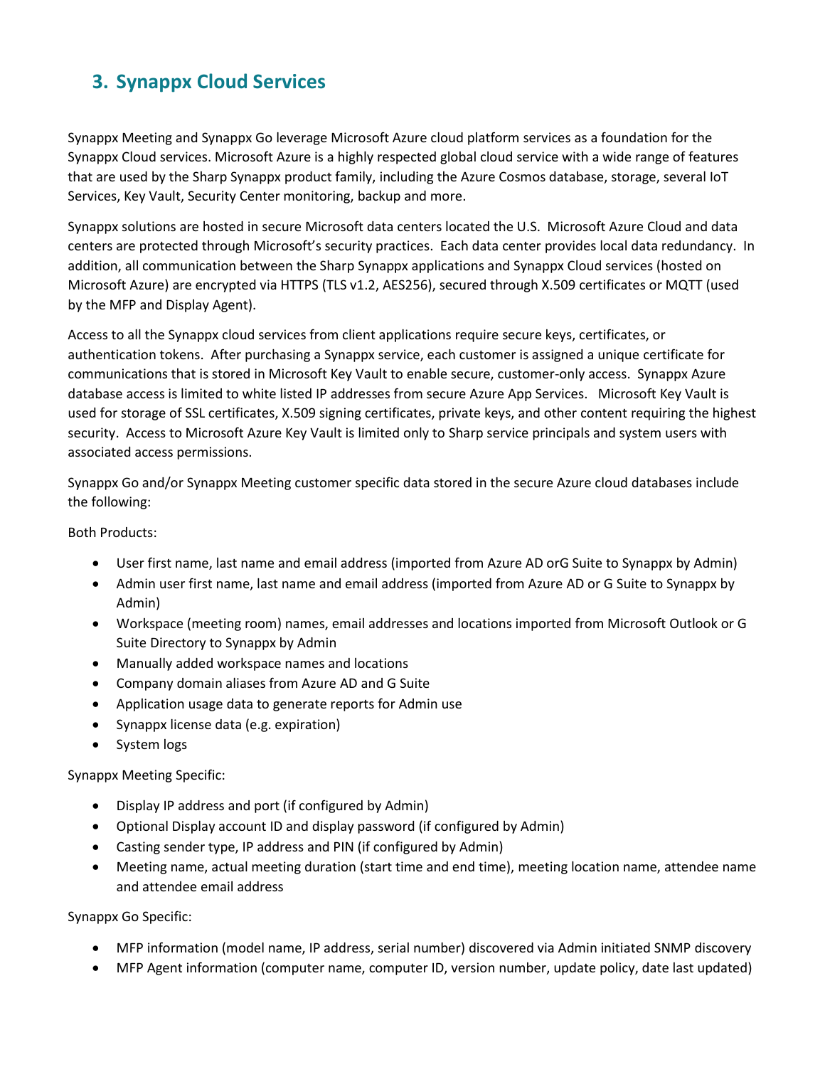## 3. Synappx Cloud Services

Synappx Meeting and Synappx Go leverage Microsoft Azure cloud platform services as a foundation for the Synappx Cloud services. Microsoft Azure is a highly respected global cloud service with a wide range of features that are used by the Sharp Synappx product family, including the Azure Cosmos database, storage, several IoT Services, Key Vault, Security Center monitoring, backup and more.

Synappx solutions are hosted in secure Microsoft data centers located the U.S. Microsoft Azure Cloud and data centers are protected through Microsoft's security practices. Each data center provides local data redundancy. In addition, all communication between the Sharp Synappx applications and Synappx Cloud services (hosted on Microsoft Azure) are encrypted via HTTPS (TLS v1.2, AES256), secured through X.509 certificates or MQTT (used by the MFP and Display Agent).

Access to all the Synappx cloud services from client applications require secure keys, certificates, or authentication tokens. After purchasing a Synappx service, each customer is assigned a unique certificate for communications that is stored in Microsoft Key Vault to enable secure, customer-only access. Synappx Azure database access is limited to white listed IP addresses from secure Azure App Services. Microsoft Key Vault is used for storage of SSL certificates, X.509 signing certificates, private keys, and other content requiring the highest security. Access to Microsoft Azure Key Vault is limited only to Sharp service principals and system users with associated access permissions.

Synappx Go and/or Synappx Meeting customer specific data stored in the secure Azure cloud databases include the following:

Both Products:

- User first name, last name and email address (imported from Azure AD orG Suite to Synappx by Admin)
- Admin user first name, last name and email address (imported from Azure AD or G Suite to Synappx by Admin)
- Workspace (meeting room) names, email addresses and locations imported from Microsoft Outlook or G Suite Directory to Synappx by Admin
- Manually added workspace names and locations
- Company domain aliases from Azure AD and G Suite
- Application usage data to generate reports for Admin use
- Synappx license data (e.g. expiration)
- System logs

Synappx Meeting Specific:

- Display IP address and port (if configured by Admin)
- Optional Display account ID and display password (if configured by Admin)
- Casting sender type, IP address and PIN (if configured by Admin)
- Meeting name, actual meeting duration (start time and end time), meeting location name, attendee name and attendee email address

Synappx Go Specific:

- MFP information (model name, IP address, serial number) discovered via Admin initiated SNMP discovery
- MFP Agent information (computer name, computer ID, version number, update policy, date last updated)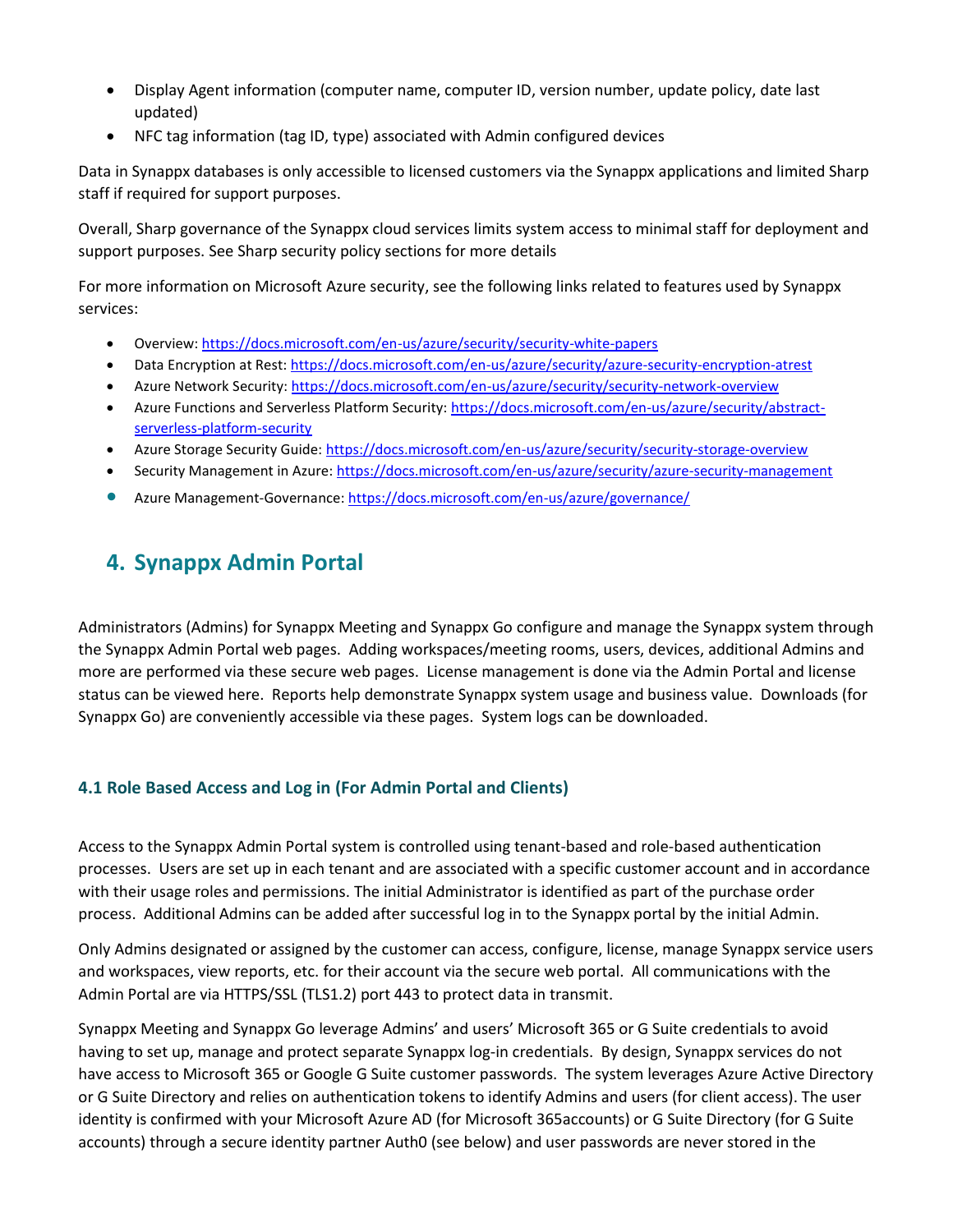- Display Agent information (computer name, computer ID, version number, update policy, date last updated)
- NFC tag information (tag ID, type) associated with Admin configured devices

Data in Synappx databases is only accessible to licensed customers via the Synappx applications and limited Sharp staff if required for support purposes.

Overall, Sharp governance of the Synappx cloud services limits system access to minimal staff for deployment and support purposes. See Sharp security policy sections for more details

For more information on Microsoft Azure security, see the following links related to features used by Synappx services:

- Overview: https://docs.microsoft.com/en-us/azure/security/security-white-papers
- Data Encryption at Rest: https://docs.microsoft.com/en-us/azure/security/azure-security-encryption-atrest
- Azure Network Security: https://docs.microsoft.com/en-us/azure/security/security-network-overview
- Azure Functions and Serverless Platform Security: https://docs.microsoft.com/en-us/azure/security/abstract-serverless-platform-security
- Azure Storage Security Guide: https://docs.microsoft.com/en-us/azure/security/security-storage-overview
- Security Management in Azure: https://docs.microsoft.com/en-us/azure/security/azure-security-management
- Azure Management-Governance: https://docs.microsoft.com/en-us/azure/governance/

# 4. Synappx Admin Portal

Administrators (Admins) for Synappx Meeting and Synappx Go configure and manage the Synappx system through the Synappx Admin Portal web pages. Adding workspaces/meeting rooms, users, devices, additional Admins and more are performed via these secure web pages. License management is done via the Admin Portal and license status can be viewed here. Reports help demonstrate Synappx system usage and business value. Downloads (for Synappx Go) are conveniently accessible via these pages. System logs can be downloaded.

### 4.1 Role Based Access and Log in (For Admin Portal and Clients)

Access to the Synappx Admin Portal system is controlled using tenant-based and role-based authentication processes. Users are set up in each tenant and are associated with a specific customer account and in accordance with their usage roles and permissions. The initial Administrator is identified as part of the purchase order process. Additional Admins can be added after successful log in to the Synappx portal by the initial Admin.

Only Admins designated or assigned by the customer can access, configure, license, manage Synappx service users and workspaces, view reports, etc. for their account via the secure web portal. All communications with the Admin Portal are via HTTPS/SSL (TLS1.2) port 443 to protect data in transmit.

Synappx Meeting and Synappx Go leverage Admins' and users' Microsoft 365 or G Suite credentials to avoid having to set up, manage and protect separate Synappx log-in credentials. By design, Synappx services do not have access to Microsoft 365 or Google G Suite customer passwords. The system leverages Azure Active Directory or G Suite Directory and relies on authentication tokens to identify Admins and users (for client access). The user identity is confirmed with your Microsoft Azure AD (for Microsoft 365accounts) or G Suite Directory (for G Suite accounts) through a secure identity partner Auth0 (see below) and user passwords are never stored in the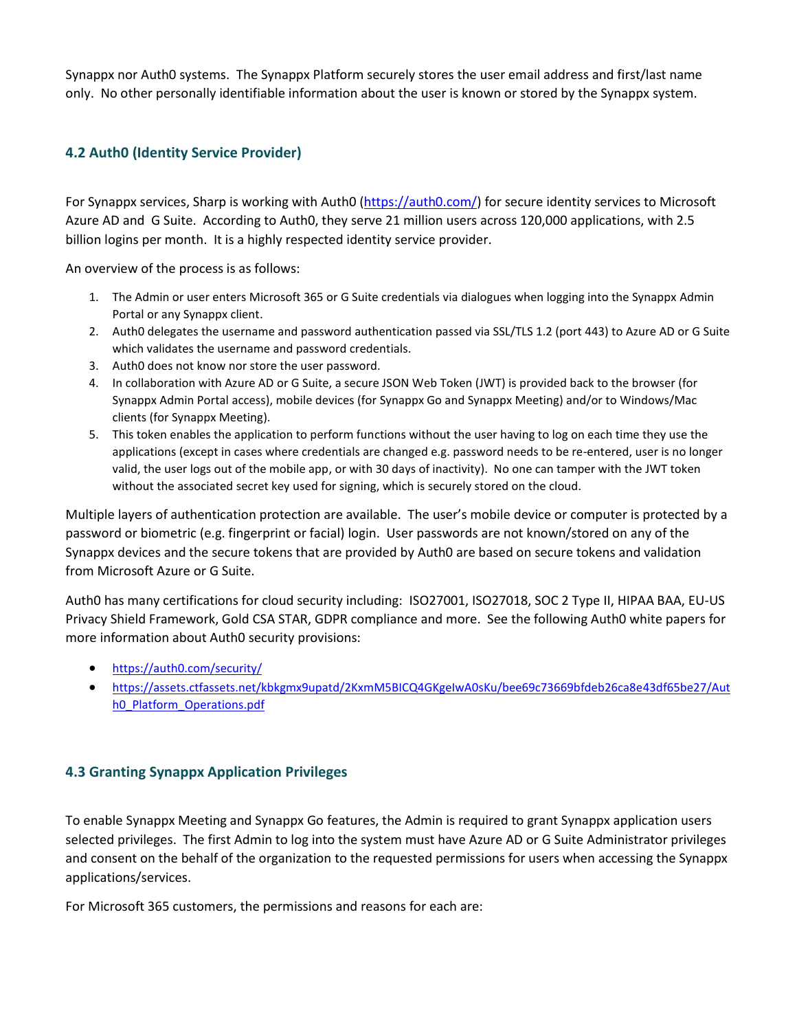Synappx nor Auth0 systems. The Synappx Platform securely stores the user email address and first/last name only. No other personally identifiable information about the user is known or stored by the Synappx system.

### 4.2 Auth0 (Identity Service Provider)

For Synappx services, Sharp is working with Auth0 (https://auth0.com/) for secure identity services to Microsoft Azure AD and G Suite. According to Auth0, they serve 21 million users across 120,000 applications, with 2.5 billion logins per month. It is a highly respected identity service provider.

An overview of the process is as follows:

1. The Admin or user enters Microsoft 365 or G Suite credentials via dialogues when logging into the Synappx Admin Portal or any Synappx client.
2. Auth0 delegates the username and password authentication passed via SSL/TLS 1.2 (port 443) to Azure AD or G Suite which validates the username and password credentials.
3. Auth0 does not know nor store the user password.
4. In collaboration with Azure AD or G Suite, a secure JSON Web Token (JWT) is provided back to the browser (for Synappx Admin Portal access), mobile devices (for Synappx Go and Synappx Meeting) and/or to Windows/Mac clients (for Synappx Meeting).
5. This token enables the application to perform functions without the user having to log on each time they use the applications (except in cases where credentials are changed e.g. password needs to be re-entered, user is no longer valid, the user logs out of the mobile app, or with 30 days of inactivity). No one can tamper with the JWT token without the associated secret key used for signing, which is securely stored on the cloud.

Multiple layers of authentication protection are available. The user's mobile device or computer is protected by a password or biometric (e.g. fingerprint or facial) login. User passwords are not known/stored on any of the Synappx devices and the secure tokens that are provided by Auth0 are based on secure tokens and validation from Microsoft Azure or G Suite.

Auth0 has many certifications for cloud security including: ISO27001, ISO27018, SOC 2 Type II, HIPAA BAA, EU-US Privacy Shield Framework, Gold CSA STAR, GDPR compliance and more. See the following Auth0 white papers for more information about Auth0 security provisions:

- https://auth0.com/security/
- https://assets.ctfassets.net/kbkgmx9upatd/2KxmM5BICQ4GKgeIwA0sKu/bee69c73669bfdeb26ca8e43df65be27/Auth0_Platform_Operations.pdf

### 4.3 Granting Synappx Application Privileges

To enable Synappx Meeting and Synappx Go features, the Admin is required to grant Synappx application users selected privileges. The first Admin to log into the system must have Azure AD or G Suite Administrator privileges and consent on the behalf of the organization to the requested permissions for users when accessing the Synappx applications/services.

For Microsoft 365 customers, the permissions and reasons for each are: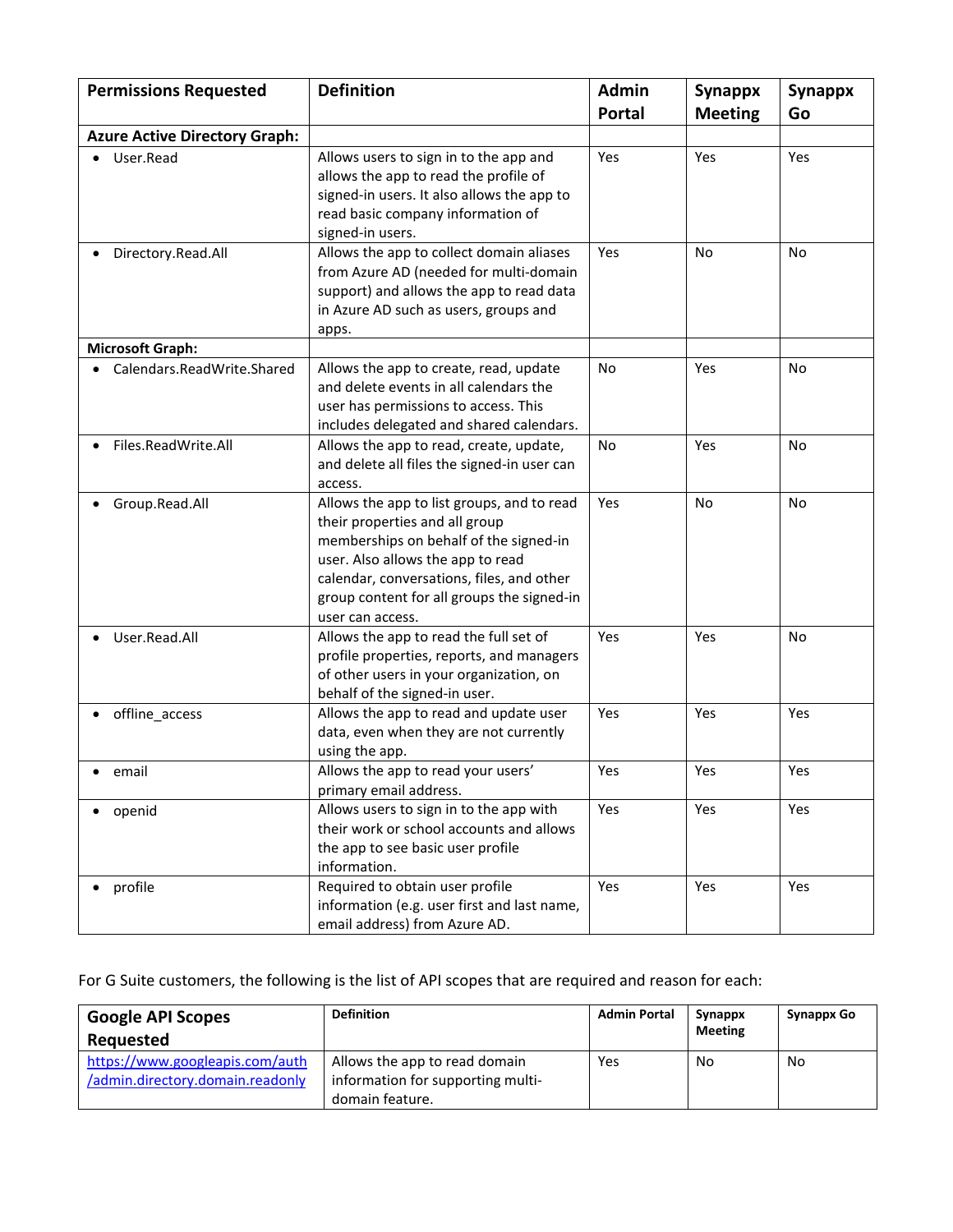| **Permissions Requested** | **Definition** | **Admin Portal** | **Synappx Meeting** | **Synappx Go** |
|---|---|---|---|---|
| **Azure Active Directory Graph:** | | | | |
| • User.Read | Allows users to sign in to the app and allows the app to read the profile of signed-in users. It also allows the app to read basic company information of signed-in users. | Yes | Yes | Yes |
| • Directory.Read.All | Allows the app to collect domain aliases from Azure AD (needed for multi-domain support) and allows the app to read data in Azure AD such as users, groups and apps. | Yes | No | No |
| **Microsoft Graph:** | | | | |
| • Calendars.ReadWrite.Shared | Allows the app to create, read, update and delete events in all calendars the user has permissions to access. This includes delegated and shared calendars. | No | Yes | No |
| • Files.ReadWrite.All | Allows the app to read, create, update, and delete all files the signed-in user can access. | No | Yes | No |
| • Group.Read.All | Allows the app to list groups, and to read their properties and all group memberships on behalf of the signed-in user. Also allows the app to read calendar, conversations, files, and other group content for all groups the signed-in user can access. | Yes | No | No |
| • User.Read.All | Allows the app to read the full set of profile properties, reports, and managers of other users in your organization, on behalf of the signed-in user. | Yes | Yes | No |
| • offline_access | Allows the app to read and update user data, even when they are not currently using the app. | Yes | Yes | Yes |
| • email | Allows the app to read your users' primary email address. | Yes | Yes | Yes |
| • openid | Allows users to sign in to the app with their work or school accounts and allows the app to see basic user profile information. | Yes | Yes | Yes |
| • profile | Required to obtain user profile information (e.g. user first and last name, email address) from Azure AD. | Yes | Yes | Yes |

For G Suite customers, the following is the list of API scopes that are required and reason for each:

| **Google API Scopes Requested** | **Definition** | **Admin Portal** | **Synappx Meeting** | **Synappx Go** |
|---|---|---|---|---|
| https://www.googleapis.com/auth/admin.directory.domain.readonly | Allows the app to read domain information for supporting multi-domain feature. | Yes | No | No |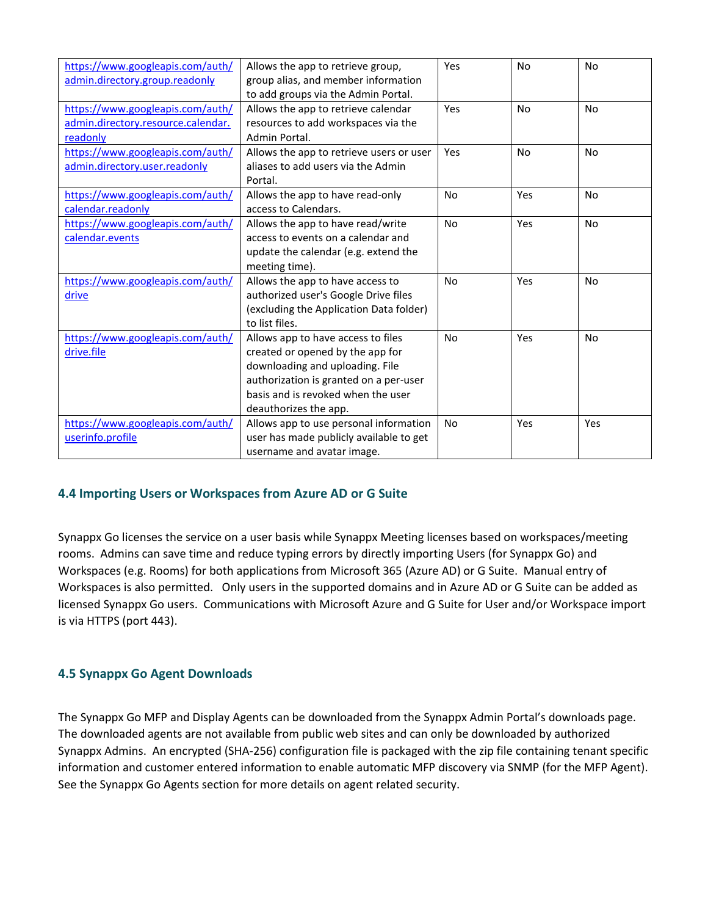| | | | | |
|---|---|---|---|---|
| https://www.googleapis.com/auth/admin.directory.group.readonly | Allows the app to retrieve group, group alias, and member information to add groups via the Admin Portal. | Yes | No | No |
| https://www.googleapis.com/auth/admin.directory.resource.calendar.readonly | Allows the app to retrieve calendar resources to add workspaces via the Admin Portal. | Yes | No | No |
| https://www.googleapis.com/auth/admin.directory.user.readonly | Allows the app to retrieve users or user aliases to add users via the Admin Portal. | Yes | No | No |
| https://www.googleapis.com/auth/calendar.readonly | Allows the app to have read-only access to Calendars. | No | Yes | No |
| https://www.googleapis.com/auth/calendar.events | Allows the app to have read/write access to events on a calendar and update the calendar (e.g. extend the meeting time). | No | Yes | No |
| https://www.googleapis.com/auth/drive | Allows the app to have access to authorized user's Google Drive files (excluding the Application Data folder) to list files. | No | Yes | No |
| https://www.googleapis.com/auth/drive.file | Allows app to have access to files created or opened by the app for downloading and uploading. File authorization is granted on a per-user basis and is revoked when the user deauthorizes the app. | No | Yes | No |
| https://www.googleapis.com/auth/userinfo.profile | Allows app to use personal information user has made publicly available to get username and avatar image. | No | Yes | Yes |

### 4.4 Importing Users or Workspaces from Azure AD or G Suite

Synappx Go licenses the service on a user basis while Synappx Meeting licenses based on workspaces/meeting rooms. Admins can save time and reduce typing errors by directly importing Users (for Synappx Go) and Workspaces (e.g. Rooms) for both applications from Microsoft 365 (Azure AD) or G Suite. Manual entry of Workspaces is also permitted. Only users in the supported domains and in Azure AD or G Suite can be added as licensed Synappx Go users. Communications with Microsoft Azure and G Suite for User and/or Workspace import is via HTTPS (port 443).

### 4.5 Synappx Go Agent Downloads

The Synappx Go MFP and Display Agents can be downloaded from the Synappx Admin Portal's downloads page. The downloaded agents are not available from public web sites and can only be downloaded by authorized Synappx Admins. An encrypted (SHA-256) configuration file is packaged with the zip file containing tenant specific information and customer entered information to enable automatic MFP discovery via SNMP (for the MFP Agent). See the Synappx Go Agents section for more details on agent related security.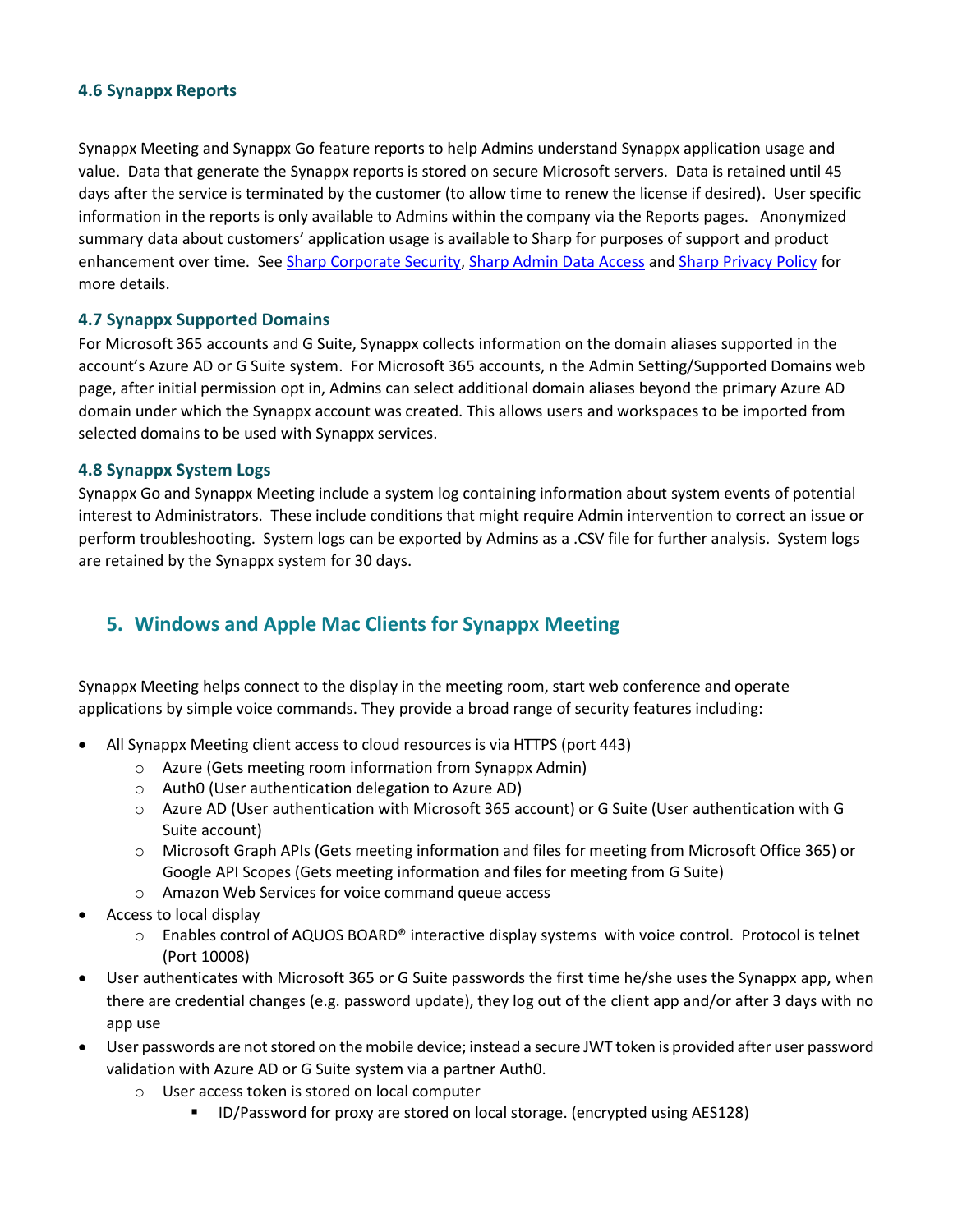### 4.6 Synappx Reports

Synappx Meeting and Synappx Go feature reports to help Admins understand Synappx application usage and value. Data that generate the Synappx reports is stored on secure Microsoft servers. Data is retained until 45 days after the service is terminated by the customer (to allow time to renew the license if desired). User specific information in the reports is only available to Admins within the company via the Reports pages. Anonymized summary data about customers' application usage is available to Sharp for purposes of support and product enhancement over time. See Sharp Corporate Security, Sharp Admin Data Access and Sharp Privacy Policy for more details.

### 4.7 Synappx Supported Domains

For Microsoft 365 accounts and G Suite, Synappx collects information on the domain aliases supported in the account's Azure AD or G Suite system. For Microsoft 365 accounts, n the Admin Setting/Supported Domains web page, after initial permission opt in, Admins can select additional domain aliases beyond the primary Azure AD domain under which the Synappx account was created. This allows users and workspaces to be imported from selected domains to be used with Synappx services.

### 4.8 Synappx System Logs

Synappx Go and Synappx Meeting include a system log containing information about system events of potential interest to Administrators. These include conditions that might require Admin intervention to correct an issue or perform troubleshooting. System logs can be exported by Admins as a .CSV file for further analysis. System logs are retained by the Synappx system for 30 days.

## 5. Windows and Apple Mac Clients for Synappx Meeting

Synappx Meeting helps connect to the display in the meeting room, start web conference and operate applications by simple voice commands. They provide a broad range of security features including:

- All Synappx Meeting client access to cloud resources is via HTTPS (port 443)
  - Azure (Gets meeting room information from Synappx Admin)
  - Auth0 (User authentication delegation to Azure AD)
  - Azure AD (User authentication with Microsoft 365 account) or G Suite (User authentication with G Suite account)
  - Microsoft Graph APIs (Gets meeting information and files for meeting from Microsoft Office 365) or Google API Scopes (Gets meeting information and files for meeting from G Suite)
  - Amazon Web Services for voice command queue access
- Access to local display
  - Enables control of AQUOS BOARD® interactive display systems with voice control. Protocol is telnet (Port 10008)
- User authenticates with Microsoft 365 or G Suite passwords the first time he/she uses the Synappx app, when there are credential changes (e.g. password update), they log out of the client app and/or after 3 days with no app use
- User passwords are not stored on the mobile device; instead a secure JWT token is provided after user password validation with Azure AD or G Suite system via a partner Auth0.
  - User access token is stored on local computer
    - ID/Password for proxy are stored on local storage. (encrypted using AES128)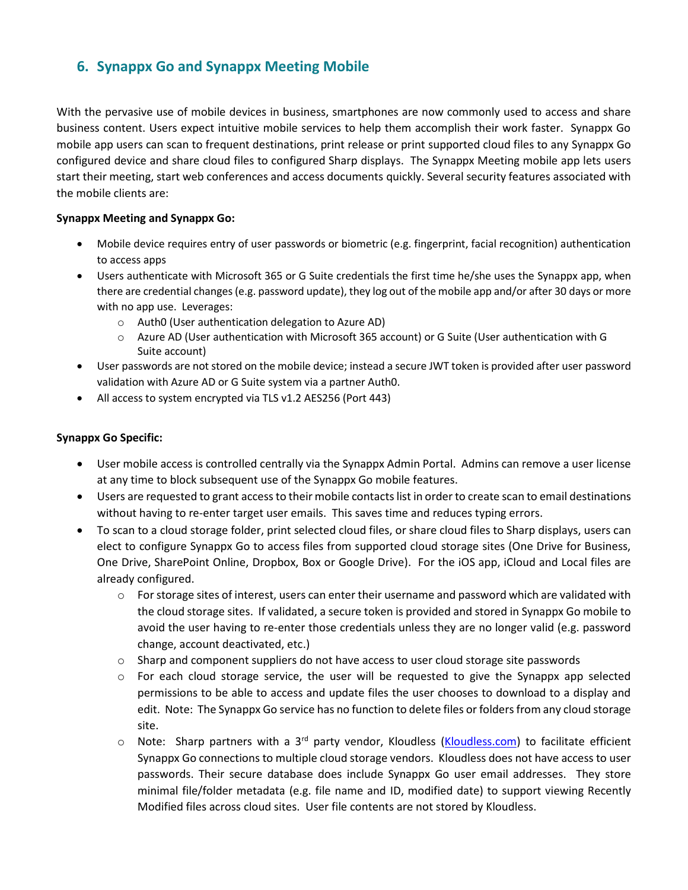## 6. Synappx Go and Synappx Meeting Mobile

With the pervasive use of mobile devices in business, smartphones are now commonly used to access and share business content. Users expect intuitive mobile services to help them accomplish their work faster. Synappx Go mobile app users can scan to frequent destinations, print release or print supported cloud files to any Synappx Go configured device and share cloud files to configured Sharp displays. The Synappx Meeting mobile app lets users start their meeting, start web conferences and access documents quickly. Several security features associated with the mobile clients are:

**Synappx Meeting and Synappx Go:**

- Mobile device requires entry of user passwords or biometric (e.g. fingerprint, facial recognition) authentication to access apps
- Users authenticate with Microsoft 365 or G Suite credentials the first time he/she uses the Synappx app, when there are credential changes (e.g. password update), they log out of the mobile app and/or after 30 days or more with no app use. Leverages:
  - Auth0 (User authentication delegation to Azure AD)
  - Azure AD (User authentication with Microsoft 365 account) or G Suite (User authentication with G Suite account)
- User passwords are not stored on the mobile device; instead a secure JWT token is provided after user password validation with Azure AD or G Suite system via a partner Auth0.
- All access to system encrypted via TLS v1.2 AES256 (Port 443)

**Synappx Go Specific:**

- User mobile access is controlled centrally via the Synappx Admin Portal. Admins can remove a user license at any time to block subsequent use of the Synappx Go mobile features.
- Users are requested to grant access to their mobile contacts list in order to create scan to email destinations without having to re-enter target user emails. This saves time and reduces typing errors.
- To scan to a cloud storage folder, print selected cloud files, or share cloud files to Sharp displays, users can elect to configure Synappx Go to access files from supported cloud storage sites (One Drive for Business, One Drive, SharePoint Online, Dropbox, Box or Google Drive). For the iOS app, iCloud and Local files are already configured.
  - For storage sites of interest, users can enter their username and password which are validated with the cloud storage sites. If validated, a secure token is provided and stored in Synappx Go mobile to avoid the user having to re-enter those credentials unless they are no longer valid (e.g. password change, account deactivated, etc.)
  - Sharp and component suppliers do not have access to user cloud storage site passwords
  - For each cloud storage service, the user will be requested to give the Synappx app selected permissions to be able to access and update files the user chooses to download to a display and edit. Note: The Synappx Go service has no function to delete files or folders from any cloud storage site.
  - Note: Sharp partners with a 3rd party vendor, Kloudless ([Kloudless.com](Kloudless.com)) to facilitate efficient Synappx Go connections to multiple cloud storage vendors. Kloudless does not have access to user passwords. Their secure database does include Synappx Go user email addresses. They store minimal file/folder metadata (e.g. file name and ID, modified date) to support viewing Recently Modified files across cloud sites. User file contents are not stored by Kloudless.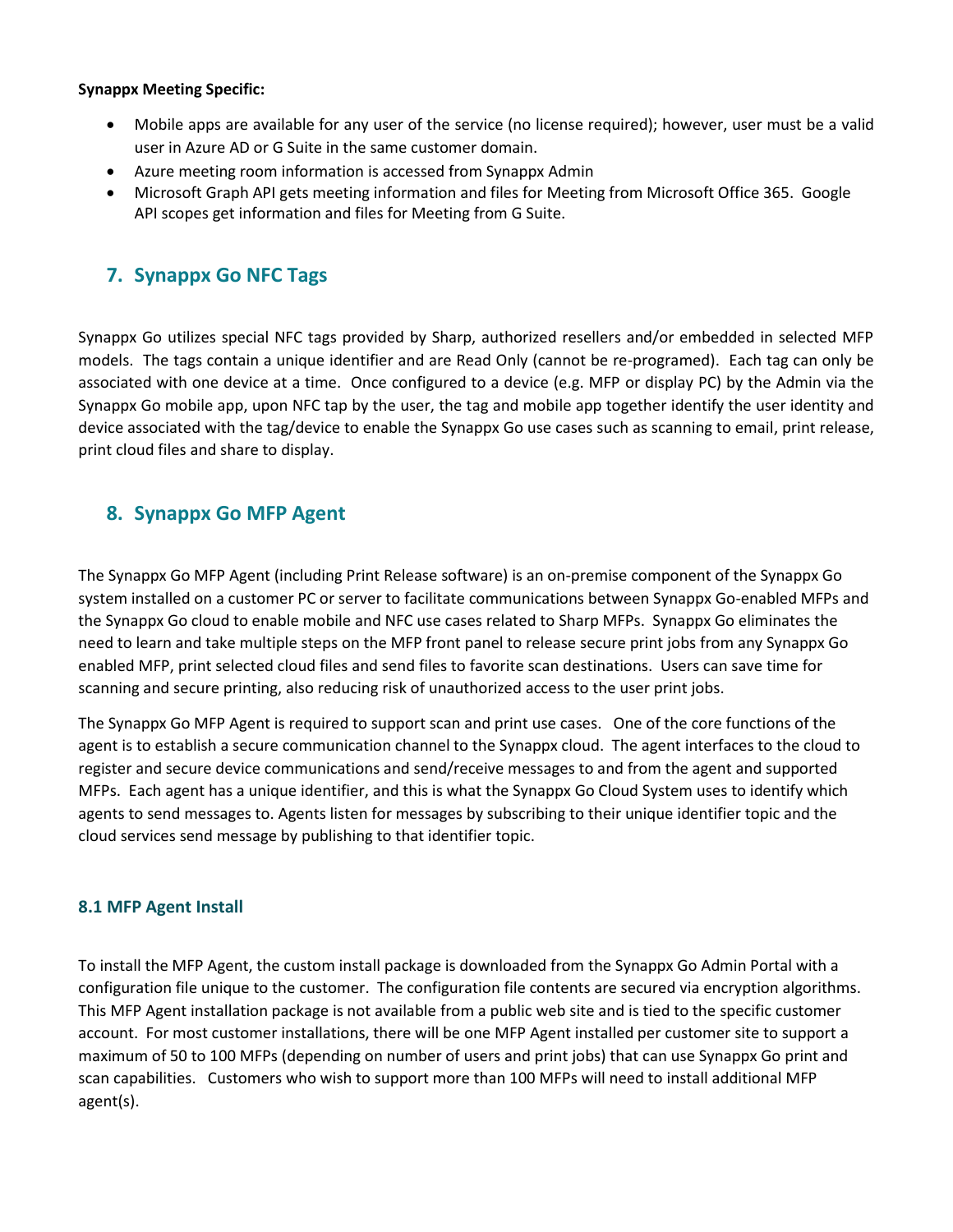**Synappx Meeting Specific:**

- Mobile apps are available for any user of the service (no license required); however, user must be a valid user in Azure AD or G Suite in the same customer domain.
- Azure meeting room information is accessed from Synappx Admin
- Microsoft Graph API gets meeting information and files for Meeting from Microsoft Office 365. Google API scopes get information and files for Meeting from G Suite.

## 7. Synappx Go NFC Tags

Synappx Go utilizes special NFC tags provided by Sharp, authorized resellers and/or embedded in selected MFP models. The tags contain a unique identifier and are Read Only (cannot be re-programed). Each tag can only be associated with one device at a time. Once configured to a device (e.g. MFP or display PC) by the Admin via the Synappx Go mobile app, upon NFC tap by the user, the tag and mobile app together identify the user identity and device associated with the tag/device to enable the Synappx Go use cases such as scanning to email, print release, print cloud files and share to display.

## 8. Synappx Go MFP Agent

The Synappx Go MFP Agent (including Print Release software) is an on-premise component of the Synappx Go system installed on a customer PC or server to facilitate communications between Synappx Go-enabled MFPs and the Synappx Go cloud to enable mobile and NFC use cases related to Sharp MFPs. Synappx Go eliminates the need to learn and take multiple steps on the MFP front panel to release secure print jobs from any Synappx Go enabled MFP, print selected cloud files and send files to favorite scan destinations. Users can save time for scanning and secure printing, also reducing risk of unauthorized access to the user print jobs.

The Synappx Go MFP Agent is required to support scan and print use cases. One of the core functions of the agent is to establish a secure communication channel to the Synappx cloud. The agent interfaces to the cloud to register and secure device communications and send/receive messages to and from the agent and supported MFPs. Each agent has a unique identifier, and this is what the Synappx Go Cloud System uses to identify which agents to send messages to. Agents listen for messages by subscribing to their unique identifier topic and the cloud services send message by publishing to that identifier topic.

### 8.1 MFP Agent Install

To install the MFP Agent, the custom install package is downloaded from the Synappx Go Admin Portal with a configuration file unique to the customer. The configuration file contents are secured via encryption algorithms. This MFP Agent installation package is not available from a public web site and is tied to the specific customer account. For most customer installations, there will be one MFP Agent installed per customer site to support a maximum of 50 to 100 MFPs (depending on number of users and print jobs) that can use Synappx Go print and scan capabilities. Customers who wish to support more than 100 MFPs will need to install additional MFP agent(s).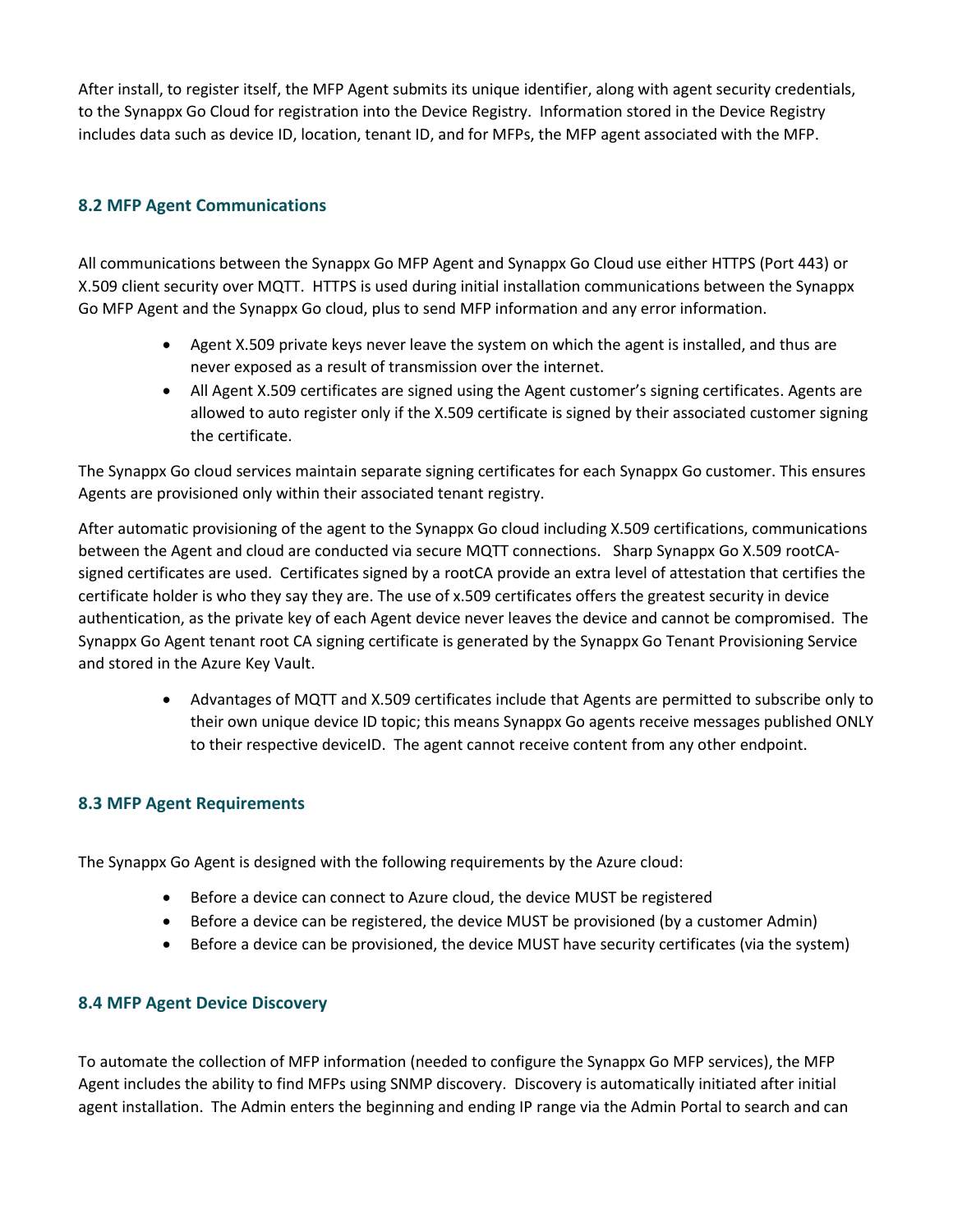After install, to register itself, the MFP Agent submits its unique identifier, along with agent security credentials, to the Synappx Go Cloud for registration into the Device Registry. Information stored in the Device Registry includes data such as device ID, location, tenant ID, and for MFPs, the MFP agent associated with the MFP.

### 8.2 MFP Agent Communications

All communications between the Synappx Go MFP Agent and Synappx Go Cloud use either HTTPS (Port 443) or X.509 client security over MQTT. HTTPS is used during initial installation communications between the Synappx Go MFP Agent and the Synappx Go cloud, plus to send MFP information and any error information.

- Agent X.509 private keys never leave the system on which the agent is installed, and thus are never exposed as a result of transmission over the internet.
- All Agent X.509 certificates are signed using the Agent customer's signing certificates. Agents are allowed to auto register only if the X.509 certificate is signed by their associated customer signing the certificate.

The Synappx Go cloud services maintain separate signing certificates for each Synappx Go customer. This ensures Agents are provisioned only within their associated tenant registry.

After automatic provisioning of the agent to the Synappx Go cloud including X.509 certifications, communications between the Agent and cloud are conducted via secure MQTT connections. Sharp Synappx Go X.509 rootCA-signed certificates are used. Certificates signed by a rootCA provide an extra level of attestation that certifies the certificate holder is who they say they are. The use of x.509 certificates offers the greatest security in device authentication, as the private key of each Agent device never leaves the device and cannot be compromised. The Synappx Go Agent tenant root CA signing certificate is generated by the Synappx Go Tenant Provisioning Service and stored in the Azure Key Vault.

- Advantages of MQTT and X.509 certificates include that Agents are permitted to subscribe only to their own unique device ID topic; this means Synappx Go agents receive messages published ONLY to their respective deviceID. The agent cannot receive content from any other endpoint.

### 8.3 MFP Agent Requirements

The Synappx Go Agent is designed with the following requirements by the Azure cloud:

- Before a device can connect to Azure cloud, the device MUST be registered
- Before a device can be registered, the device MUST be provisioned (by a customer Admin)
- Before a device can be provisioned, the device MUST have security certificates (via the system)

### 8.4 MFP Agent Device Discovery

To automate the collection of MFP information (needed to configure the Synappx Go MFP services), the MFP Agent includes the ability to find MFPs using SNMP discovery. Discovery is automatically initiated after initial agent installation. The Admin enters the beginning and ending IP range via the Admin Portal to search and can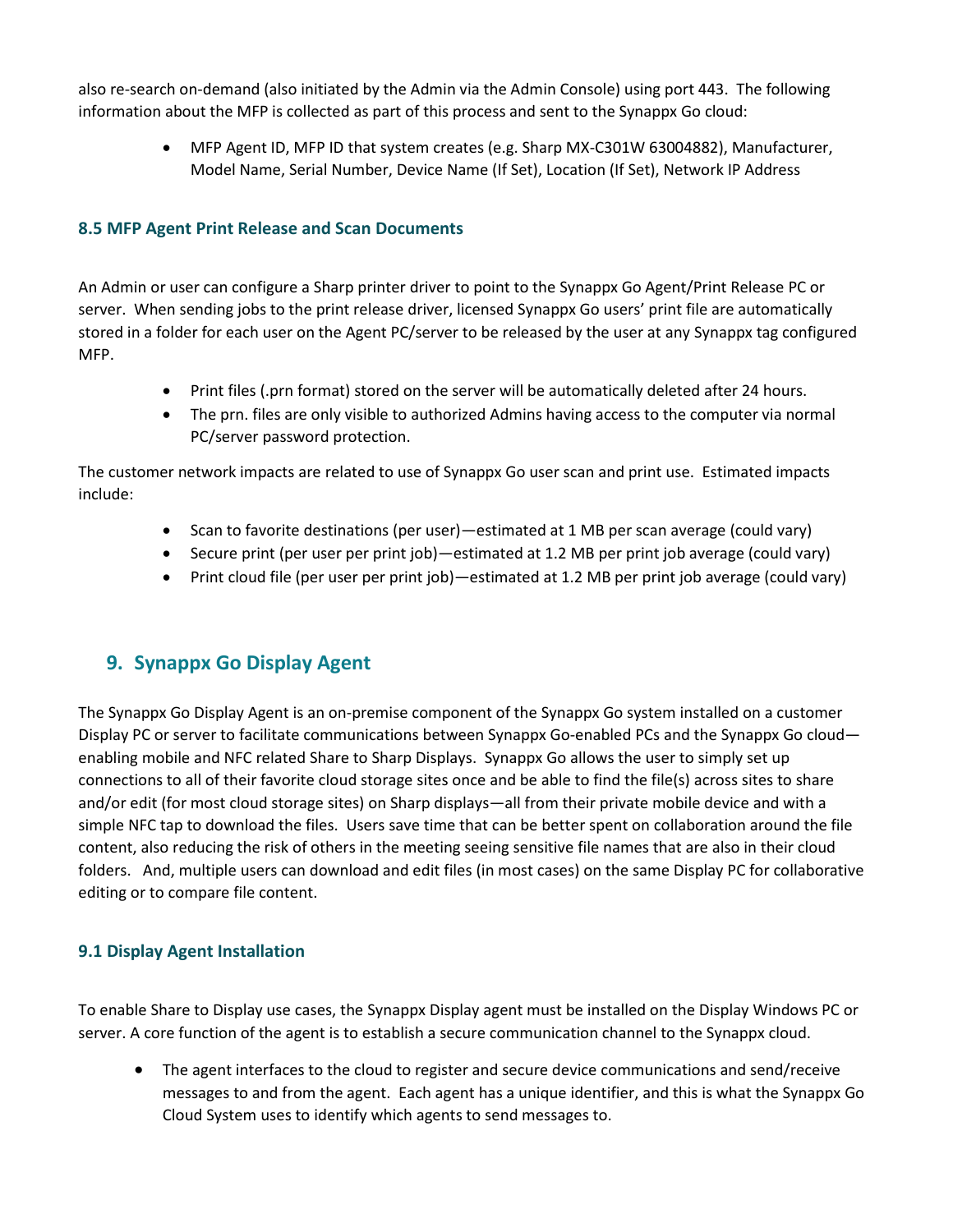also re-search on-demand (also initiated by the Admin via the Admin Console) using port 443. The following information about the MFP is collected as part of this process and sent to the Synappx Go cloud:

- MFP Agent ID, MFP ID that system creates (e.g. Sharp MX-C301W 63004882), Manufacturer, Model Name, Serial Number, Device Name (If Set), Location (If Set), Network IP Address

### 8.5 MFP Agent Print Release and Scan Documents

An Admin or user can configure a Sharp printer driver to point to the Synappx Go Agent/Print Release PC or server. When sending jobs to the print release driver, licensed Synappx Go users' print file are automatically stored in a folder for each user on the Agent PC/server to be released by the user at any Synappx tag configured MFP.

- Print files (.prn format) stored on the server will be automatically deleted after 24 hours.
- The prn. files are only visible to authorized Admins having access to the computer via normal PC/server password protection.

The customer network impacts are related to use of Synappx Go user scan and print use. Estimated impacts include:

- Scan to favorite destinations (per user)—estimated at 1 MB per scan average (could vary)
- Secure print (per user per print job)—estimated at 1.2 MB per print job average (could vary)
- Print cloud file (per user per print job)—estimated at 1.2 MB per print job average (could vary)

## 9. Synappx Go Display Agent

The Synappx Go Display Agent is an on-premise component of the Synappx Go system installed on a customer Display PC or server to facilitate communications between Synappx Go-enabled PCs and the Synappx Go cloud—enabling mobile and NFC related Share to Sharp Displays. Synappx Go allows the user to simply set up connections to all of their favorite cloud storage sites once and be able to find the file(s) across sites to share and/or edit (for most cloud storage sites) on Sharp displays—all from their private mobile device and with a simple NFC tap to download the files. Users save time that can be better spent on collaboration around the file content, also reducing the risk of others in the meeting seeing sensitive file names that are also in their cloud folders. And, multiple users can download and edit files (in most cases) on the same Display PC for collaborative editing or to compare file content.

### 9.1 Display Agent Installation

To enable Share to Display use cases, the Synappx Display agent must be installed on the Display Windows PC or server. A core function of the agent is to establish a secure communication channel to the Synappx cloud.

- The agent interfaces to the cloud to register and secure device communications and send/receive messages to and from the agent. Each agent has a unique identifier, and this is what the Synappx Go Cloud System uses to identify which agents to send messages to.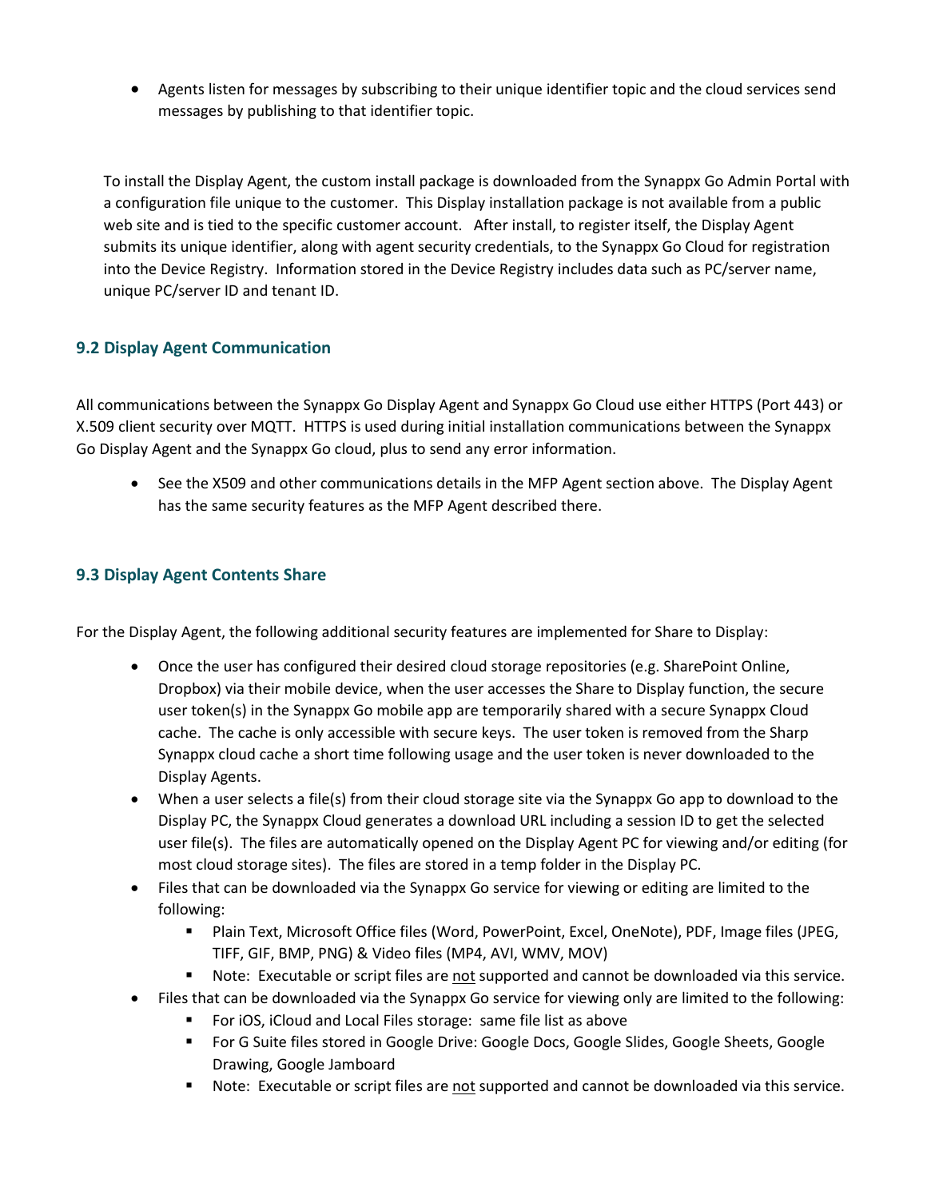- Agents listen for messages by subscribing to their unique identifier topic and the cloud services send messages by publishing to that identifier topic.

To install the Display Agent, the custom install package is downloaded from the Synappx Go Admin Portal with a configuration file unique to the customer. This Display installation package is not available from a public web site and is tied to the specific customer account. After install, to register itself, the Display Agent submits its unique identifier, along with agent security credentials, to the Synappx Go Cloud for registration into the Device Registry. Information stored in the Device Registry includes data such as PC/server name, unique PC/server ID and tenant ID.

### 9.2 Display Agent Communication

All communications between the Synappx Go Display Agent and Synappx Go Cloud use either HTTPS (Port 443) or X.509 client security over MQTT. HTTPS is used during initial installation communications between the Synappx Go Display Agent and the Synappx Go cloud, plus to send any error information.

- See the X509 and other communications details in the MFP Agent section above. The Display Agent has the same security features as the MFP Agent described there.

### 9.3 Display Agent Contents Share

For the Display Agent, the following additional security features are implemented for Share to Display:

- Once the user has configured their desired cloud storage repositories (e.g. SharePoint Online, Dropbox) via their mobile device, when the user accesses the Share to Display function, the secure user token(s) in the Synappx Go mobile app are temporarily shared with a secure Synappx Cloud cache. The cache is only accessible with secure keys. The user token is removed from the Sharp Synappx cloud cache a short time following usage and the user token is never downloaded to the Display Agents.
- When a user selects a file(s) from their cloud storage site via the Synappx Go app to download to the Display PC, the Synappx Cloud generates a download URL including a session ID to get the selected user file(s). The files are automatically opened on the Display Agent PC for viewing and/or editing (for most cloud storage sites). The files are stored in a temp folder in the Display PC.
- Files that can be downloaded via the Synappx Go service for viewing or editing are limited to the following:
  - Plain Text, Microsoft Office files (Word, PowerPoint, Excel, OneNote), PDF, Image files (JPEG, TIFF, GIF, BMP, PNG) & Video files (MP4, AVI, WMV, MOV)
  - Note: Executable or script files are <u>not</u> supported and cannot be downloaded via this service.
- Files that can be downloaded via the Synappx Go service for viewing only are limited to the following:
  - For iOS, iCloud and Local Files storage: same file list as above
  - For G Suite files stored in Google Drive: Google Docs, Google Slides, Google Sheets, Google Drawing, Google Jamboard
  - Note: Executable or script files are <u>not</u> supported and cannot be downloaded via this service.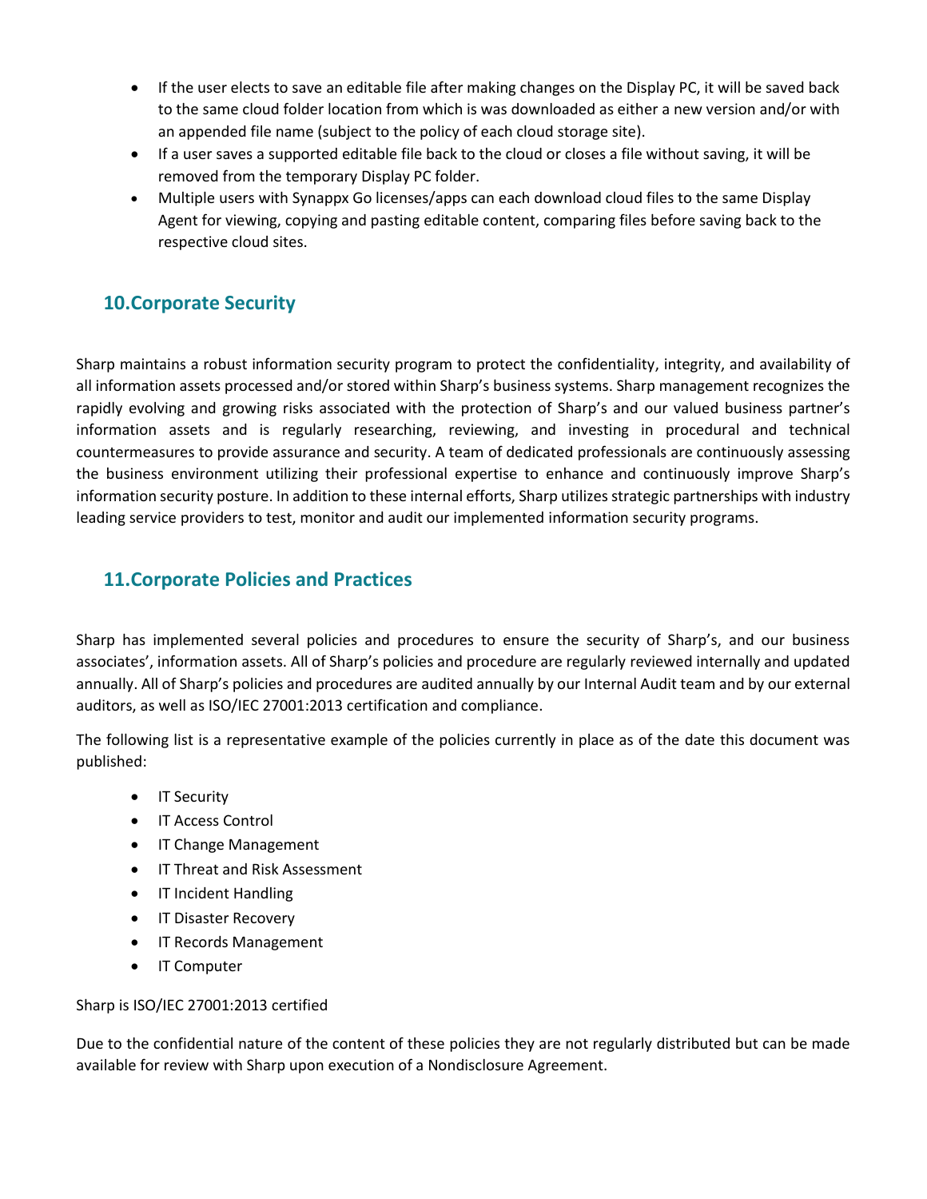- If the user elects to save an editable file after making changes on the Display PC, it will be saved back to the same cloud folder location from which is was downloaded as either a new version and/or with an appended file name (subject to the policy of each cloud storage site).
- If a user saves a supported editable file back to the cloud or closes a file without saving, it will be removed from the temporary Display PC folder.
- Multiple users with Synappx Go licenses/apps can each download cloud files to the same Display Agent for viewing, copying and pasting editable content, comparing files before saving back to the respective cloud sites.

## 10. Corporate Security

Sharp maintains a robust information security program to protect the confidentiality, integrity, and availability of all information assets processed and/or stored within Sharp's business systems. Sharp management recognizes the rapidly evolving and growing risks associated with the protection of Sharp's and our valued business partner's information assets and is regularly researching, reviewing, and investing in procedural and technical countermeasures to provide assurance and security. A team of dedicated professionals are continuously assessing the business environment utilizing their professional expertise to enhance and continuously improve Sharp's information security posture. In addition to these internal efforts, Sharp utilizes strategic partnerships with industry leading service providers to test, monitor and audit our implemented information security programs.

## 11. Corporate Policies and Practices

Sharp has implemented several policies and procedures to ensure the security of Sharp's, and our business associates', information assets. All of Sharp's policies and procedure are regularly reviewed internally and updated annually. All of Sharp's policies and procedures are audited annually by our Internal Audit team and by our external auditors, as well as ISO/IEC 27001:2013 certification and compliance.

The following list is a representative example of the policies currently in place as of the date this document was published:

- IT Security
- IT Access Control
- IT Change Management
- IT Threat and Risk Assessment
- IT Incident Handling
- IT Disaster Recovery
- IT Records Management
- IT Computer

Sharp is ISO/IEC 27001:2013 certified

Due to the confidential nature of the content of these policies they are not regularly distributed but can be made available for review with Sharp upon execution of a Nondisclosure Agreement.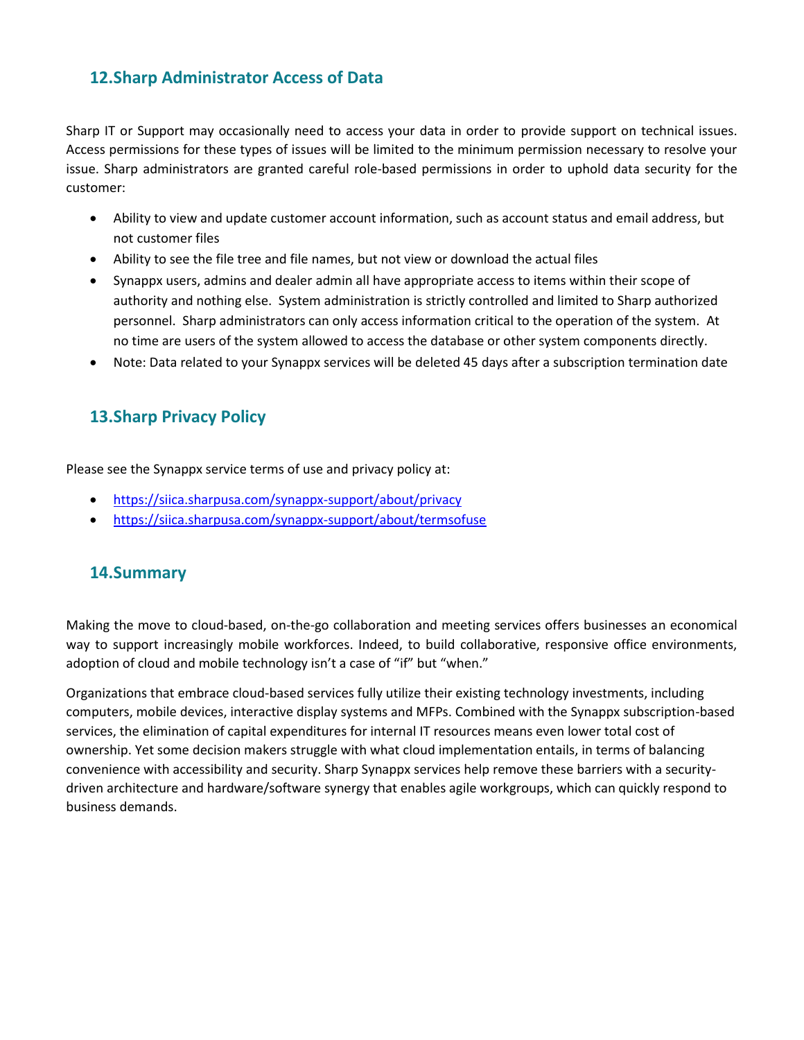## 12. Sharp Administrator Access of Data

Sharp IT or Support may occasionally need to access your data in order to provide support on technical issues. Access permissions for these types of issues will be limited to the minimum permission necessary to resolve your issue. Sharp administrators are granted careful role-based permissions in order to uphold data security for the customer:

- Ability to view and update customer account information, such as account status and email address, but not customer files
- Ability to see the file tree and file names, but not view or download the actual files
- Synappx users, admins and dealer admin all have appropriate access to items within their scope of authority and nothing else. System administration is strictly controlled and limited to Sharp authorized personnel. Sharp administrators can only access information critical to the operation of the system. At no time are users of the system allowed to access the database or other system components directly.
- Note: Data related to your Synappx services will be deleted 45 days after a subscription termination date

## 13. Sharp Privacy Policy

Please see the Synappx service terms of use and privacy policy at:

- https://siica.sharpusa.com/synappx-support/about/privacy
- https://siica.sharpusa.com/synappx-support/about/termsofuse

## 14. Summary

Making the move to cloud-based, on-the-go collaboration and meeting services offers businesses an economical way to support increasingly mobile workforces. Indeed, to build collaborative, responsive office environments, adoption of cloud and mobile technology isn't a case of "if" but "when."

Organizations that embrace cloud-based services fully utilize their existing technology investments, including computers, mobile devices, interactive display systems and MFPs. Combined with the Synappx subscription-based services, the elimination of capital expenditures for internal IT resources means even lower total cost of ownership. Yet some decision makers struggle with what cloud implementation entails, in terms of balancing convenience with accessibility and security. Sharp Synappx services help remove these barriers with a security-driven architecture and hardware/software synergy that enables agile workgroups, which can quickly respond to business demands.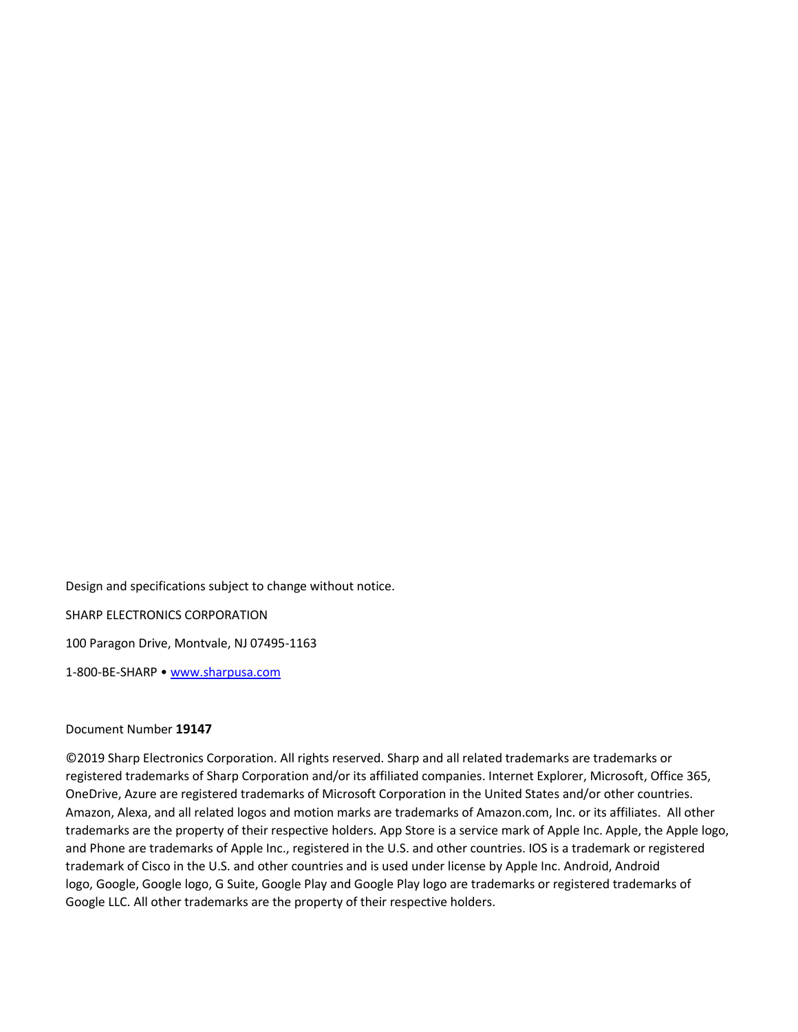Design and specifications subject to change without notice.

SHARP ELECTRONICS CORPORATION

100 Paragon Drive, Montvale, NJ 07495-1163

1-800-BE-SHARP • [www.sharpusa.com](www.sharpusa.com)

Document Number **19147**

©2019 Sharp Electronics Corporation. All rights reserved. Sharp and all related trademarks are trademarks or registered trademarks of Sharp Corporation and/or its affiliated companies. Internet Explorer, Microsoft, Office 365, OneDrive, Azure are registered trademarks of Microsoft Corporation in the United States and/or other countries. Amazon, Alexa, and all related logos and motion marks are trademarks of Amazon.com, Inc. or its affiliates. All other trademarks are the property of their respective holders. App Store is a service mark of Apple Inc. Apple, the Apple logo, and Phone are trademarks of Apple Inc., registered in the U.S. and other countries. IOS is a trademark or registered trademark of Cisco in the U.S. and other countries and is used under license by Apple Inc. Android, Android logo, Google, Google logo, G Suite, Google Play and Google Play logo are trademarks or registered trademarks of Google LLC. All other trademarks are the property of their respective holders.